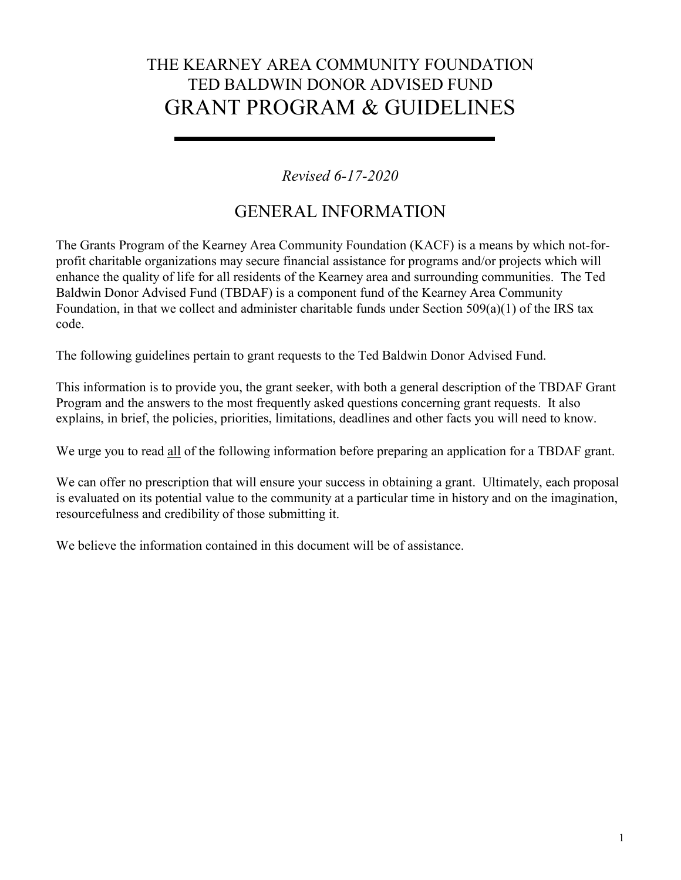# THE KEARNEY AREA COMMUNITY FOUNDATION
# TED BALDWIN DONOR ADVISED FUND
# GRANT PROGRAM & GUIDELINES

---

*Revised 6-17-2020*

## GENERAL INFORMATION

The Grants Program of the Kearney Area Community Foundation (KACF) is a means by which not-for-profit charitable organizations may secure financial assistance for programs and/or projects which will enhance the quality of life for all residents of the Kearney area and surrounding communities. The Ted Baldwin Donor Advised Fund (TBDAF) is a component fund of the Kearney Area Community Foundation, in that we collect and administer charitable funds under Section 509(a)(1) of the IRS tax code.

The following guidelines pertain to grant requests to the Ted Baldwin Donor Advised Fund.

This information is to provide you, the grant seeker, with both a general description of the TBDAF Grant Program and the answers to the most frequently asked questions concerning grant requests. It also explains, in brief, the policies, priorities, limitations, deadlines and other facts you will need to know.

We urge you to read <u>all</u> of the following information before preparing an application for a TBDAF grant.

We can offer no prescription that will ensure your success in obtaining a grant. Ultimately, each proposal is evaluated on its potential value to the community at a particular time in history and on the imagination, resourcefulness and credibility of those submitting it.

We believe the information contained in this document will be of assistance.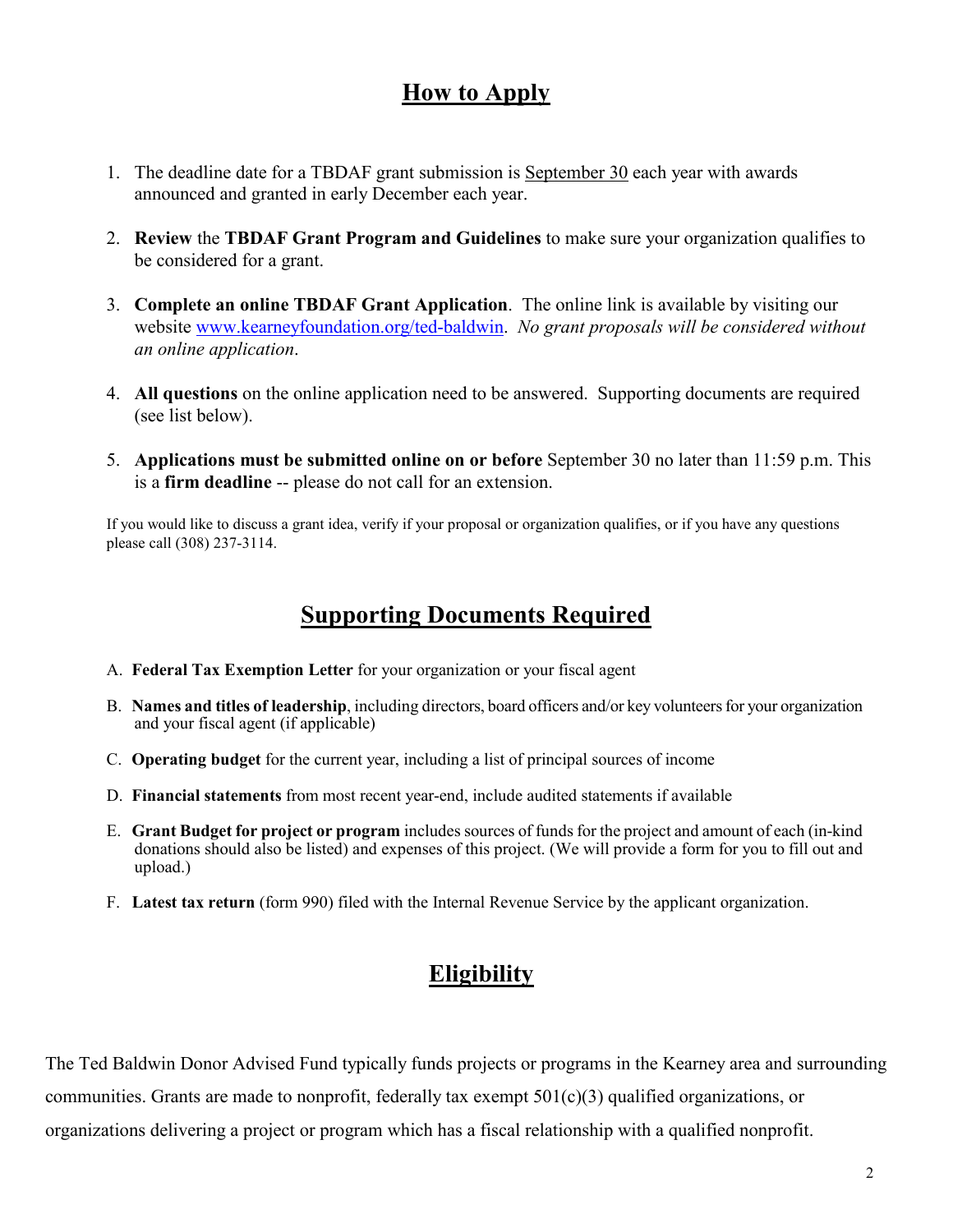## How to Apply

1. The deadline date for a TBDAF grant submission is September 30 each year with awards announced and granted in early December each year.
2. **Review** the **TBDAF Grant Program and Guidelines** to make sure your organization qualifies to be considered for a grant.
3. **Complete an online TBDAF Grant Application**. The online link is available by visiting our website [www.kearneyfoundation.org/ted-baldwin](www.kearneyfoundation.org/ted-baldwin). *No grant proposals will be considered without an online application*.
4. **All questions** on the online application need to be answered. Supporting documents are required (see list below).
5. **Applications must be submitted online on or before** September 30 no later than 11:59 p.m. This is a **firm deadline** -- please do not call for an extension.

If you would like to discuss a grant idea, verify if your proposal or organization qualifies, or if you have any questions please call (308) 237-3114.

## Supporting Documents Required

A. **Federal Tax Exemption Letter** for your organization or your fiscal agent

B. **Names and titles of leadership**, including directors, board officers and/or key volunteers for your organization and your fiscal agent (if applicable)

C. **Operating budget** for the current year, including a list of principal sources of income

D. **Financial statements** from most recent year-end, include audited statements if available

E. **Grant Budget for project or program** includes sources of funds for the project and amount of each (in-kind donations should also be listed) and expenses of this project. (We will provide a form for you to fill out and upload.)

F. **Latest tax return** (form 990) filed with the Internal Revenue Service by the applicant organization.

## Eligibility

The Ted Baldwin Donor Advised Fund typically funds projects or programs in the Kearney area and surrounding communities. Grants are made to nonprofit, federally tax exempt 501(c)(3) qualified organizations, or organizations delivering a project or program which has a fiscal relationship with a qualified nonprofit.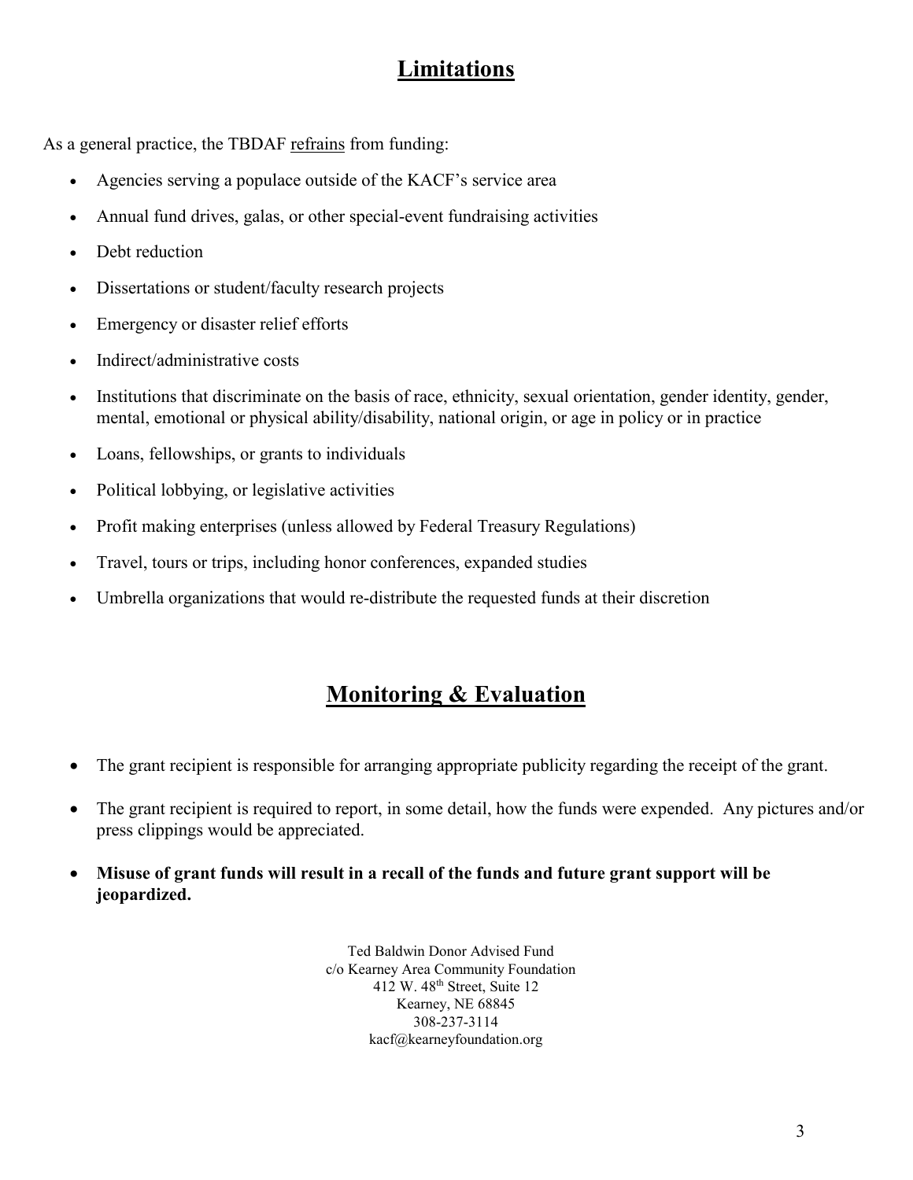## Limitations

As a general practice, the TBDAF <u>refrains</u> from funding:

- Agencies serving a populace outside of the KACF's service area
- Annual fund drives, galas, or other special-event fundraising activities
- Debt reduction
- Dissertations or student/faculty research projects
- Emergency or disaster relief efforts
- Indirect/administrative costs
- Institutions that discriminate on the basis of race, ethnicity, sexual orientation, gender identity, gender, mental, emotional or physical ability/disability, national origin, or age in policy or in practice
- Loans, fellowships, or grants to individuals
- Political lobbying, or legislative activities
- Profit making enterprises (unless allowed by Federal Treasury Regulations)
- Travel, tours or trips, including honor conferences, expanded studies
- Umbrella organizations that would re-distribute the requested funds at their discretion

## Monitoring & Evaluation

- The grant recipient is responsible for arranging appropriate publicity regarding the receipt of the grant.
- The grant recipient is required to report, in some detail, how the funds were expended. Any pictures and/or press clippings would be appreciated.
- **Misuse of grant funds will result in a recall of the funds and future grant support will be jeopardized.**

Ted Baldwin Donor Advised Fund
c/o Kearney Area Community Foundation
412 W. 48th Street, Suite 12
Kearney, NE 68845
308-237-3114
kacf@kearneyfoundation.org